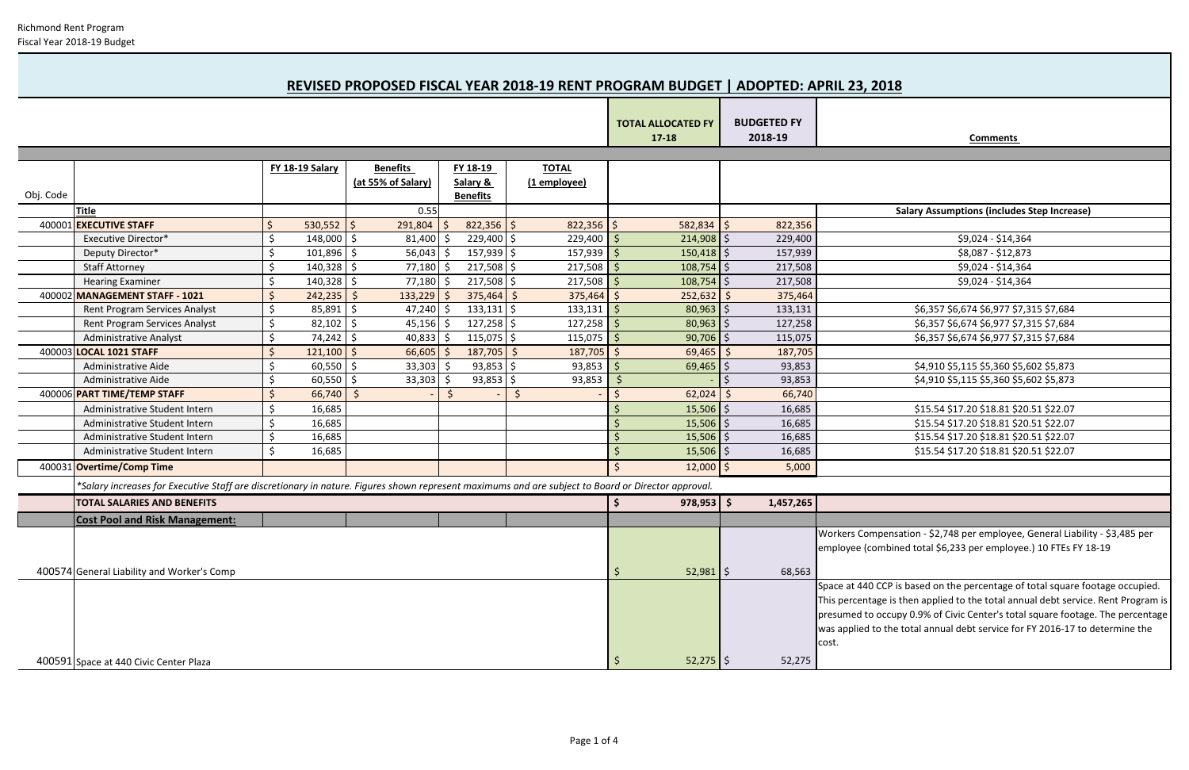Richmond Rent Program
Fiscal Year 2018-19 Budget

## REVISED PROPOSED FISCAL YEAR 2018-19 RENT PROGRAM BUDGET | ADOPTED: APRIL 23, 2018

| Obj. Code | Title | FY 18-19 Salary | Benefits (at 55% of Salary) | FY 18-19 Salary & Benefits | TOTAL (1 employee) | TOTAL ALLOCATED FY 17-18 | BUDGETED FY 2018-19 | Comments |
|---|---|---|---|---|---|---|---|---|
| | | | 0.55 | | | | | Salary Assumptions (includes Step Increase) |
| 400001 | **EXECUTIVE STAFF** | $ 530,552 | $ 291,804 | $ 822,356 | $ 822,356 | $ 582,834 | $ 822,356 | |
| | Executive Director* | $ 148,000 | $ 81,400 | $ 229,400 | $ 229,400 | $ 214,908 | $ 229,400 | $9,024 - $14,364 |
| | Deputy Director* | $ 101,896 | $ 56,043 | $ 157,939 | $ 157,939 | $ 150,418 | $ 157,939 | $8,087 - $12,873 |
| | Staff Attorney | $ 140,328 | $ 77,180 | $ 217,508 | $ 217,508 | $ 108,754 | $ 217,508 | $9,024 - $14,364 |
| | Hearing Examiner | $ 140,328 | $ 77,180 | $ 217,508 | $ 217,508 | $ 108,754 | $ 217,508 | $9,024 - $14,364 |
| 400002 | **MANAGEMENT STAFF - 1021** | $ 242,235 | $ 133,229 | $ 375,464 | $ 375,464 | $ 252,632 | $ 375,464 | |
| | Rent Program Services Analyst | $ 85,891 | $ 47,240 | $ 133,131 | $ 133,131 | $ 80,963 | $ 133,131 | $6,357 $6,674 $6,977 $7,315 $7,684 |
| | Rent Program Services Analyst | $ 82,102 | $ 45,156 | $ 127,258 | $ 127,258 | $ 80,963 | $ 127,258 | $6,357 $6,674 $6,977 $7,315 $7,684 |
| | Administrative Analyst | $ 74,242 | $ 40,833 | $ 115,075 | $ 115,075 | $ 90,706 | $ 115,075 | $6,357 $6,674 $6,977 $7,315 $7,684 |
| 400003 | **LOCAL 1021 STAFF** | $ 121,100 | $ 66,605 | $ 187,705 | $ 187,705 | $ 69,465 | $ 187,705 | |
| | Administrative Aide | $ 60,550 | $ 33,303 | $ 93,853 | $ 93,853 | $ 69,465 | $ 93,853 | $4,910 $5,115 $5,360 $5,602 $5,873 |
| | Administrative Aide | $ 60,550 | $ 33,303 | $ 93,853 | $ 93,853 | $ - | $ 93,853 | $4,910 $5,115 $5,360 $5,602 $5,873 |
| 400006 | **PART TIME/TEMP STAFF** | $ 66,740 | $ - | $ - | $ - | $ 62,024 | $ 66,740 | |
| | Administrative Student Intern | $ 16,685 | | | | $ 15,506 | $ 16,685 | $15.54 $17.20 $18.81 $20.51 $22.07 |
| | Administrative Student Intern | $ 16,685 | | | | $ 15,506 | $ 16,685 | $15.54 $17.20 $18.81 $20.51 $22.07 |
| | Administrative Student Intern | $ 16,685 | | | | $ 15,506 | $ 16,685 | $15.54 $17.20 $18.81 $20.51 $22.07 |
| | Administrative Student Intern | $ 16,685 | | | | $ 15,506 | $ 16,685 | $15.54 $17.20 $18.81 $20.51 $22.07 |
| 400031 | **Overtime/Comp Time** | | | | | $ 12,000 | $ 5,000 | |
| | *\*Salary increases for Executive Staff are discretionary in nature. Figures shown represent maximums and are subject to Board or Director approval.* | | | | | | | |
| | **TOTAL SALARIES AND BENEFITS** | | | | | $ 978,953 | $ 1,457,265 | |
| | **Cost Pool and Risk Management:** | | | | | | | |
| 400574 | General Liability and Worker's Comp | | | | | $ 52,981 | $ 68,563 | Workers Compensation - $2,748 per employee, General Liability - $3,485 per employee (combined total $6,233 per employee.) 10 FTEs FY 18-19 |
| 400591 | Space at 440 Civic Center Plaza | | | | | $ 52,275 | $ 52,275 | Space at 440 CCP is based on the percentage of total square footage occupied. This percentage is then applied to the total annual debt service. Rent Program is presumed to occupy 0.9% of Civic Center's total square footage. The percentage was applied to the total annual debt service for FY 2016-17 to determine the cost. |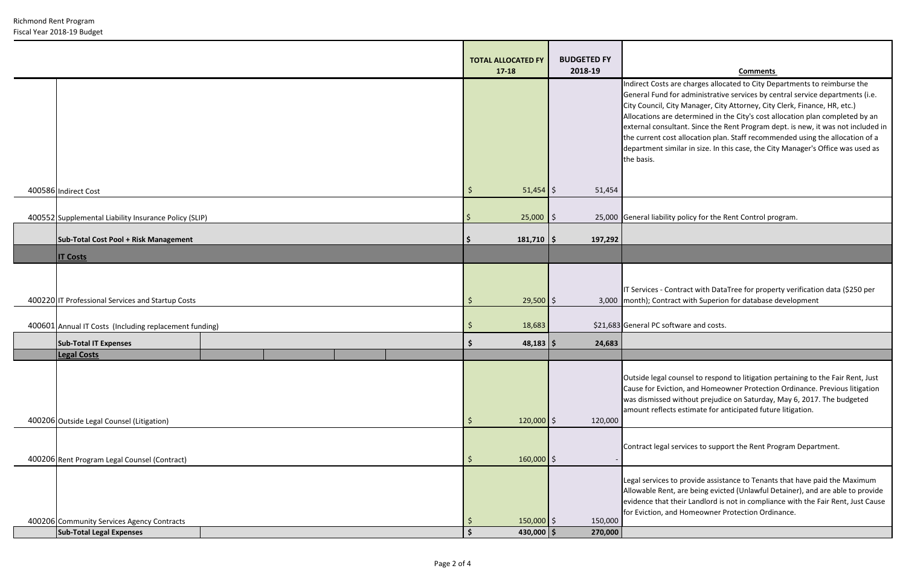| | | TOTAL ALLOCATED FY 17-18 | BUDGETED FY 2018-19 | Comments |
|---|---|---|---|---|
| 400586 | Indirect Cost | $ 51,454 | $ 51,454 | Indirect Costs are charges allocated to City Departments to reimburse the General Fund for administrative services by central service departments (i.e. City Council, City Manager, City Attorney, City Clerk, Finance, HR, etc.) Allocations are determined in the City's cost allocation plan completed by an external consultant. Since the Rent Program dept. is new, it was not included in the current cost allocation plan. Staff recommended using the allocation of a department similar in size. In this case, the City Manager's Office was used as the basis. |
| 400552 | Supplemental Liability Insurance Policy (SLIP) | $ 25,000 | $ 25,000 | General liability policy for the Rent Control program. |
| | **Sub-Total Cost Pool + Risk Management** | **$ 181,710** | **$ 197,292** | |
| | **IT Costs** | | | |
| 400220 | IT Professional Services and Startup Costs | $ 29,500 | $ 3,000 | IT Services - Contract with DataTree for property verification data ($250 per month); Contract with Superion for database development |
| 400601 | Annual IT Costs (Including replacement funding) | $ 18,683 | $21,683 | General PC software and costs. |
| | **Sub-Total IT Expenses** | **$ 48,183** | **$ 24,683** | |
| | **Legal Costs** | | | |
| 400206 | Outside Legal Counsel (Litigation) | $ 120,000 | $ 120,000 | Outside legal counsel to respond to litigation pertaining to the Fair Rent, Just Cause for Eviction, and Homeowner Protection Ordinance. Previous litigation was dismissed without prejudice on Saturday, May 6, 2017. The budgeted amount reflects estimate for anticipated future litigation. |
| 400206 | Rent Program Legal Counsel (Contract) | $ 160,000 | $ - | Contract legal services to support the Rent Program Department. |
| 400206 | Community Services Agency Contracts | $ 150,000 | $ 150,000 | Legal services to provide assistance to Tenants that have paid the Maximum Allowable Rent, are being evicted (Unlawful Detainer), and are able to provide evidence that their Landlord is not in compliance with the Fair Rent, Just Cause for Eviction, and Homeowner Protection Ordinance. |
| | **Sub-Total Legal Expenses** | **$ 430,000** | **$ 270,000** | |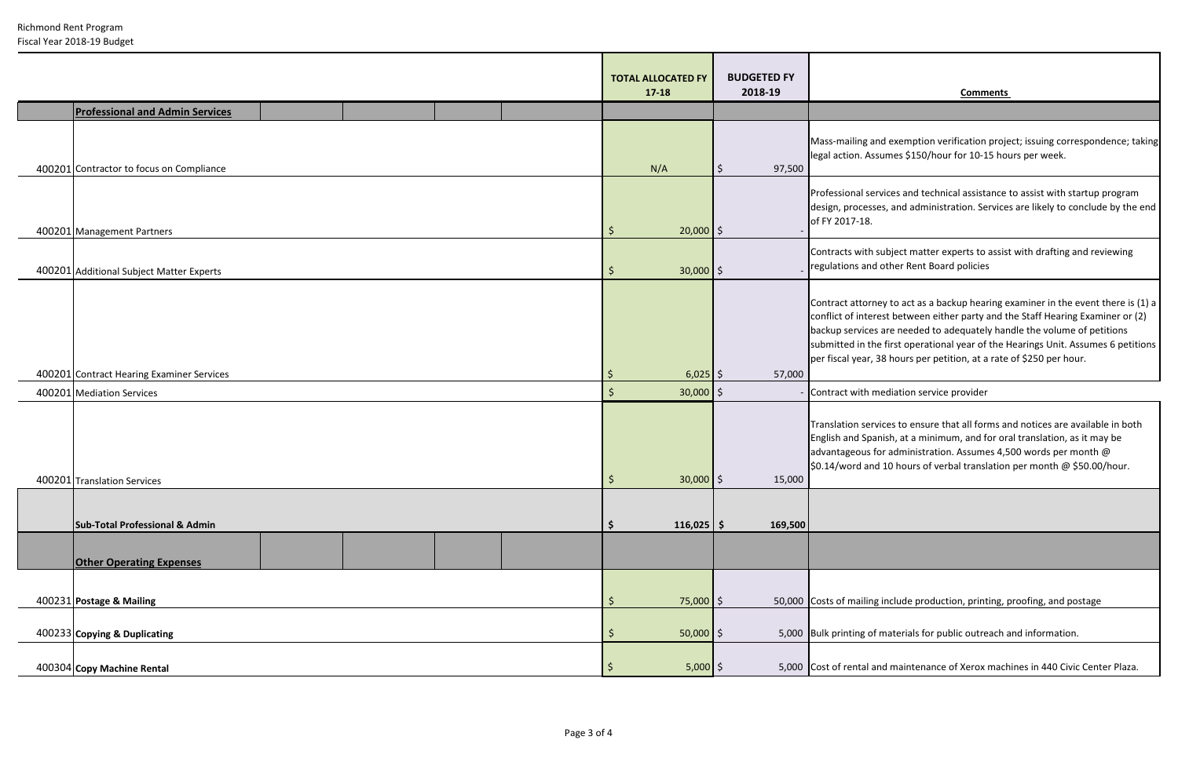Richmond Rent Program
Fiscal Year 2018-19 Budget

| | | TOTAL ALLOCATED FY 17-18 | BUDGETED FY 2018-19 | Comments |
|---|---|---|---|---|
| | **Professional and Admin Services** | | | |
| 400201 | Contractor to focus on Compliance | N/A | $ 97,500 | Mass-mailing and exemption verification project; issuing correspondence; taking legal action. Assumes $150/hour for 10-15 hours per week. |
| 400201 | Management Partners | $ 20,000 | $ - | Professional services and technical assistance to assist with startup program design, processes, and administration. Services are likely to conclude by the end of FY 2017-18. |
| 400201 | Additional Subject Matter Experts | $ 30,000 | $ - | Contracts with subject matter experts to assist with drafting and reviewing regulations and other Rent Board policies |
| 400201 | Contract Hearing Examiner Services | $ 6,025 | $ 57,000 | Contract attorney to act as a backup hearing examiner in the event there is (1) a conflict of interest between either party and the Staff Hearing Examiner or (2) backup services are needed to adequately handle the volume of petitions submitted in the first operational year of the Hearings Unit. Assumes 6 petitions per fiscal year, 38 hours per petition, at a rate of $250 per hour. |
| 400201 | Mediation Services | $ 30,000 | $ - | Contract with mediation service provider |
| 400201 | Translation Services | $ 30,000 | $ 15,000 | Translation services to ensure that all forms and notices are available in both English and Spanish, at a minimum, and for oral translation, as it may be advantageous for administration. Assumes 4,500 words per month @ $0.14/word and 10 hours of verbal translation per month @ $50.00/hour. |
| | **Sub-Total Professional & Admin** | **$ 116,025** | **$ 169,500** | |
| | **Other Operating Expenses** | | | |
| 400231 | **Postage & Mailing** | $ 75,000 | $ 50,000 | Costs of mailing include production, printing, proofing, and postage |
| 400233 | **Copying & Duplicating** | $ 50,000 | $ 5,000 | Bulk printing of materials for public outreach and information. |
| 400304 | **Copy Machine Rental** | $ 5,000 | $ 5,000 | Cost of rental and maintenance of Xerox machines in 440 Civic Center Plaza. |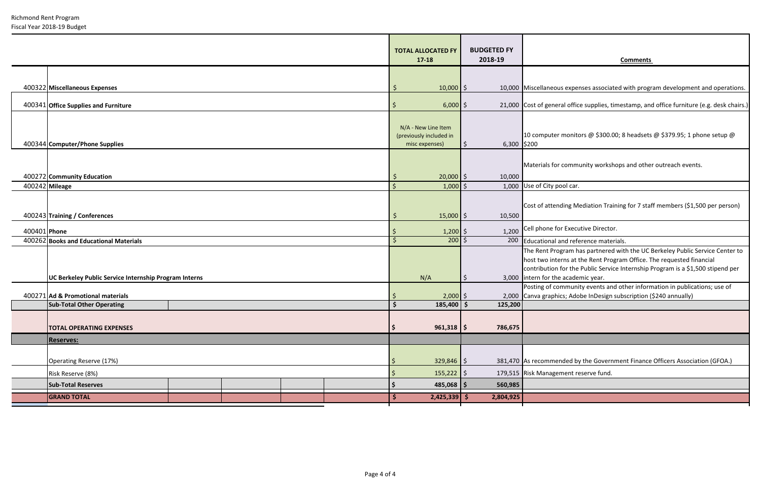Richmond Rent Program
Fiscal Year 2018-19 Budget

| | | TOTAL ALLOCATED FY 17-18 | BUDGETED FY 2018-19 | Comments |
|---|---|---|---|---|
| 400322 | **Miscellaneous Expenses** | $ 10,000 | $ 10,000 | Miscellaneous expenses associated with program development and operations. |
| 400341 | **Office Supplies and Furniture** | $ 6,000 | $ 21,000 | Cost of general office supplies, timestamp, and office furniture (e.g. desk chairs.) |
| 400344 | **Computer/Phone Supplies** | N/A - New Line Item (previously included in misc expenses) | $ 6,300 | 10 computer monitors @ $300.00; 8 headsets @ $379.95; 1 phone setup @ $200 |
| 400272 | **Community Education** | $ 20,000 | $ 10,000 | Materials for community workshops and other outreach events. |
| 400242 | **Mileage** | $ 1,000 | $ 1,000 | Use of City pool car. |
| 400243 | **Training / Conferences** | $ 15,000 | $ 10,500 | Cost of attending Mediation Training for 7 staff members ($1,500 per person) |
| 400401 | **Phone** | $ 1,200 | $ 1,200 | Cell phone for Executive Director. |
| 400262 | **Books and Educational Materials** | $ 200 | $ 200 | Educational and reference materials. |
| | **UC Berkeley Public Service Internship Program Interns** | N/A | $ 3,000 | The Rent Program has partnered with the UC Berkeley Public Service Center to host two interns at the Rent Program Office. The requested financial contribution for the Public Service Internship Program is a $1,500 stipend per intern for the academic year. |
| 400271 | **Ad & Promotional materials** | $ 2,000 | $ 2,000 | Posting of community events and other information in publications; use of Canva graphics; Adobe InDesign subscription ($240 annually) |
| | **Sub-Total Other Operating** | **$ 185,400** | **$ 125,200** | |
| | **TOTAL OPERATING EXPENSES** | **$ 961,318** | **$ 786,675** | |
| | **Reserves:** | | | |
| | Operating Reserve (17%) | $ 329,846 | $ 381,470 | As recommended by the Government Finance Officers Association (GFOA.) |
| | Risk Reserve (8%) | $ 155,222 | $ 179,515 | Risk Management reserve fund. |
| | **Sub-Total Reserves** | **$ 485,068** | **$ 560,985** | |
| | **GRAND TOTAL** | **$ 2,425,339** | **$ 2,804,925** | |